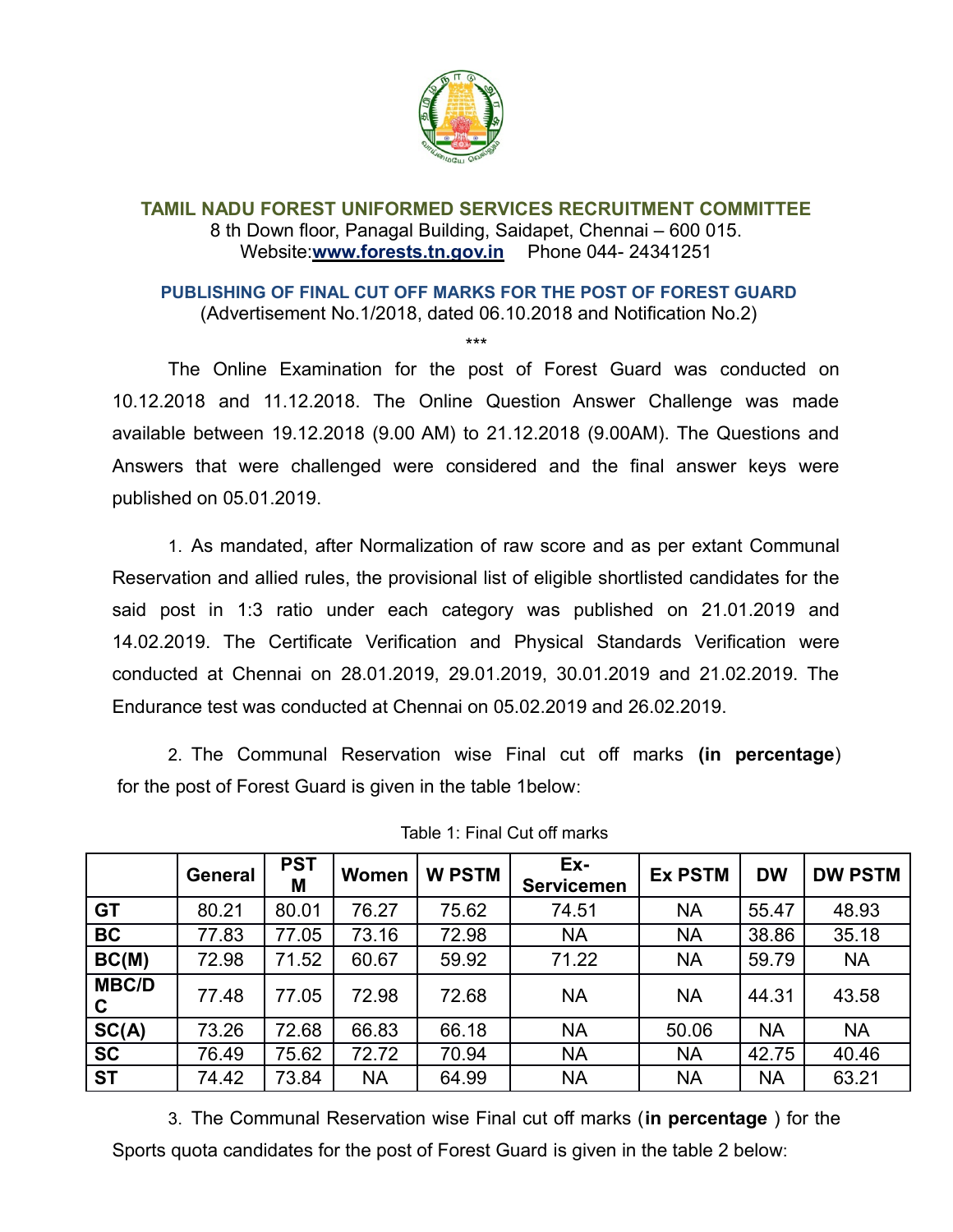## TAMIL NADU FOREST UNIFORMED SERVICES RECRUITMENT COMMITTEE

8 th Down floor, Panagal Building, Saidapet, Chennai – 600 015.
Website:**www.forests.tn.gov.in** Phone 044- 24341251

### PUBLISHING OF FINAL CUT OFF MARKS FOR THE POST OF FOREST GUARD

(Advertisement No.1/2018, dated 06.10.2018 and Notification No.2)

***

The Online Examination for the post of Forest Guard was conducted on 10.12.2018 and 11.12.2018. The Online Question Answer Challenge was made available between 19.12.2018 (9.00 AM) to 21.12.2018 (9.00AM). The Questions and Answers that were challenged were considered and the final answer keys were published on 05.01.2019.

1. As mandated, after Normalization of raw score and as per extant Communal Reservation and allied rules, the provisional list of eligible shortlisted candidates for the said post in 1:3 ratio under each category was published on 21.01.2019 and 14.02.2019. The Certificate Verification and Physical Standards Verification were conducted at Chennai on 28.01.2019, 29.01.2019, 30.01.2019 and 21.02.2019. The Endurance test was conducted at Chennai on 05.02.2019 and 26.02.2019.

2. The Communal Reservation wise Final cut off marks **(in percentage)** for the post of Forest Guard is given in the table 1below:

Table 1: Final Cut off marks

| | General | PSTM | Women | W PSTM | Ex-Servicemen | Ex PSTM | DW | DW PSTM |
|---|---|---|---|---|---|---|---|---|
| **GT** | 80.21 | 80.01 | 76.27 | 75.62 | 74.51 | NA | 55.47 | 48.93 |
| **BC** | 77.83 | 77.05 | 73.16 | 72.98 | NA | NA | 38.86 | 35.18 |
| **BC(M)** | 72.98 | 71.52 | 60.67 | 59.92 | 71.22 | NA | 59.79 | NA |
| **MBC/DC** | 77.48 | 77.05 | 72.98 | 72.68 | NA | NA | 44.31 | 43.58 |
| **SC(A)** | 73.26 | 72.68 | 66.83 | 66.18 | NA | 50.06 | NA | NA |
| **SC** | 76.49 | 75.62 | 72.72 | 70.94 | NA | NA | 42.75 | 40.46 |
| **ST** | 74.42 | 73.84 | NA | 64.99 | NA | NA | NA | 63.21 |

3. The Communal Reservation wise Final cut off marks (**in percentage** ) for the Sports quota candidates for the post of Forest Guard is given in the table 2 below: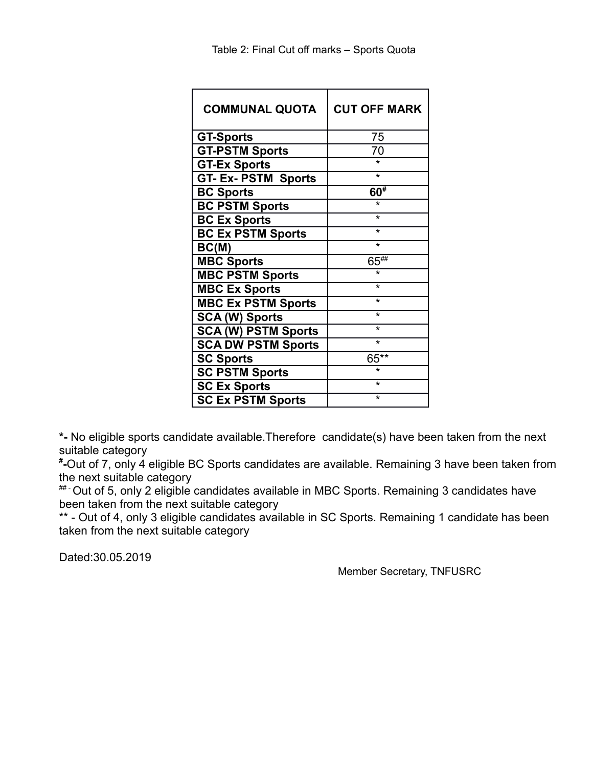Table 2: Final Cut off marks – Sports Quota

| COMMUNAL QUOTA | CUT OFF MARK |
|---|---|
| **GT-Sports** | 75 |
| **GT-PSTM Sports** | 70 |
| **GT-Ex Sports** | * |
| **GT- Ex- PSTM Sports** | * |
| **BC Sports** | **60#** |
| **BC PSTM Sports** | * |
| **BC Ex Sports** | * |
| **BC Ex PSTM Sports** | * |
| **BC(M)** | * |
| **MBC Sports** | 65## |
| **MBC PSTM Sports** | * |
| **MBC Ex Sports** | * |
| **MBC Ex PSTM Sports** | * |
| **SCA (W) Sports** | * |
| **SCA (W) PSTM Sports** | * |
| **SCA DW PSTM Sports** | * |
| **SC Sports** | 65** |
| **SC PSTM Sports** | * |
| **SC Ex Sports** | * |
| **SC Ex PSTM Sports** | * |

**\*-** No eligible sports candidate available.Therefore candidate(s) have been taken from the next suitable category

**#-**Out of 7, only 4 eligible BC Sports candidates are available. Remaining 3 have been taken from the next suitable category

## - Out of 5, only 2 eligible candidates available in MBC Sports. Remaining 3 candidates have been taken from the next suitable category

** - Out of 4, only 3 eligible candidates available in SC Sports. Remaining 1 candidate has been taken from the next suitable category

Dated:30.05.2019

Member Secretary, TNFUSRC